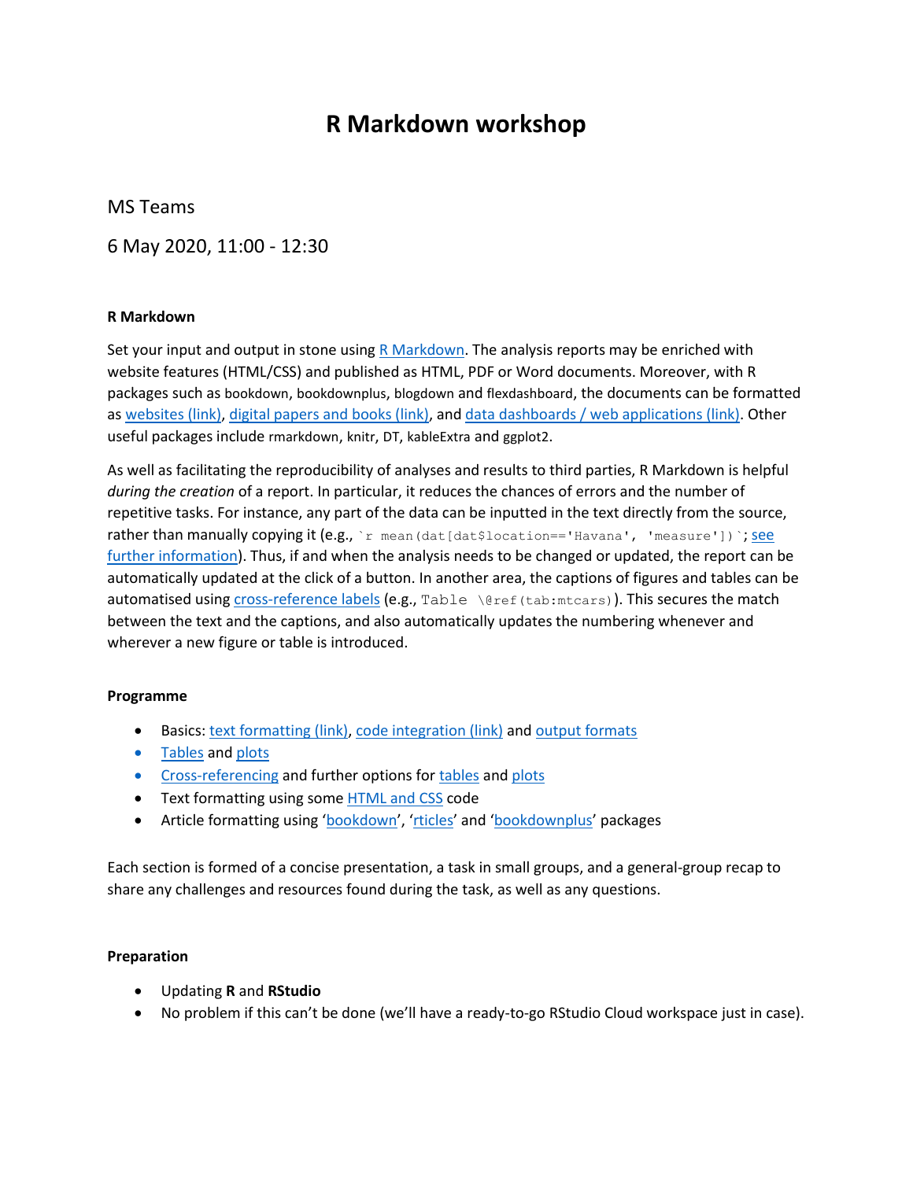# R Markdown workshop

MS Teams

6 May 2020, 11:00 - 12:30

**R Markdown**

Set your input and output in stone using R Markdown. The analysis reports may be enriched with website features (HTML/CSS) and published as HTML, PDF or Word documents. Moreover, with R packages such as bookdown, bookdownplus, blogdown and flexdashboard, the documents can be formatted as websites (link), digital papers and books (link), and data dashboards / web applications (link). Other useful packages include rmarkdown, knitr, DT, kableExtra and ggplot2.

As well as facilitating the reproducibility of analyses and results to third parties, R Markdown is helpful *during the creation* of a report. In particular, it reduces the chances of errors and the number of repetitive tasks. For instance, any part of the data can be inputted in the text directly from the source, rather than manually copying it (e.g., `` `r mean(dat[dat$location=='Havana', 'measure'])` ``; see further information). Thus, if and when the analysis needs to be changed or updated, the report can be automatically updated at the click of a button. In another area, the captions of figures and tables can be automatised using cross-reference labels (e.g., `Table \@ref(tab:mtcars)`). This secures the match between the text and the captions, and also automatically updates the numbering whenever and wherever a new figure or table is introduced.

**Programme**

- Basics: text formatting (link), code integration (link) and output formats
- Tables and plots
- Cross-referencing and further options for tables and plots
- Text formatting using some HTML and CSS code
- Article formatting using 'bookdown', 'rticles' and 'bookdownplus' packages

Each section is formed of a concise presentation, a task in small groups, and a general-group recap to share any challenges and resources found during the task, as well as any questions.

**Preparation**

- Updating **R** and **RStudio**
- No problem if this can't be done (we'll have a ready-to-go RStudio Cloud workspace just in case).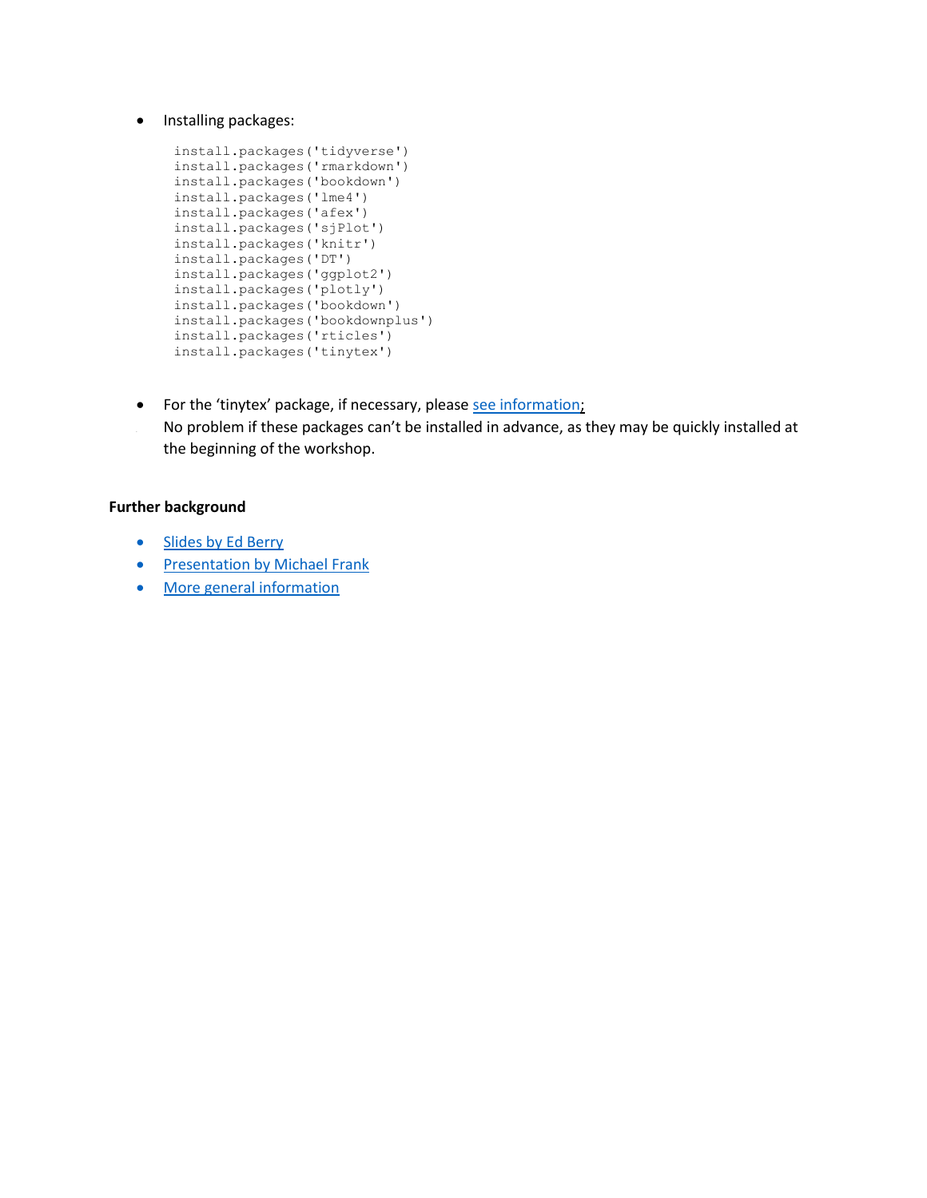- Installing packages:

```
install.packages('tidyverse')
install.packages('rmarkdown')
install.packages('bookdown')
install.packages('lme4')
install.packages('afex')
install.packages('sjPlot')
install.packages('knitr')
install.packages('DT')
install.packages('ggplot2')
install.packages('plotly')
install.packages('bookdown')
install.packages('bookdownplus')
install.packages('rticles')
install.packages('tinytex')
```

- For the 'tinytex' package, if necessary, please see information;
  No problem if these packages can't be installed in advance, as they may be quickly installed at the beginning of the workshop.

**Further background**

- Slides by Ed Berry
- Presentation by Michael Frank
- More general information